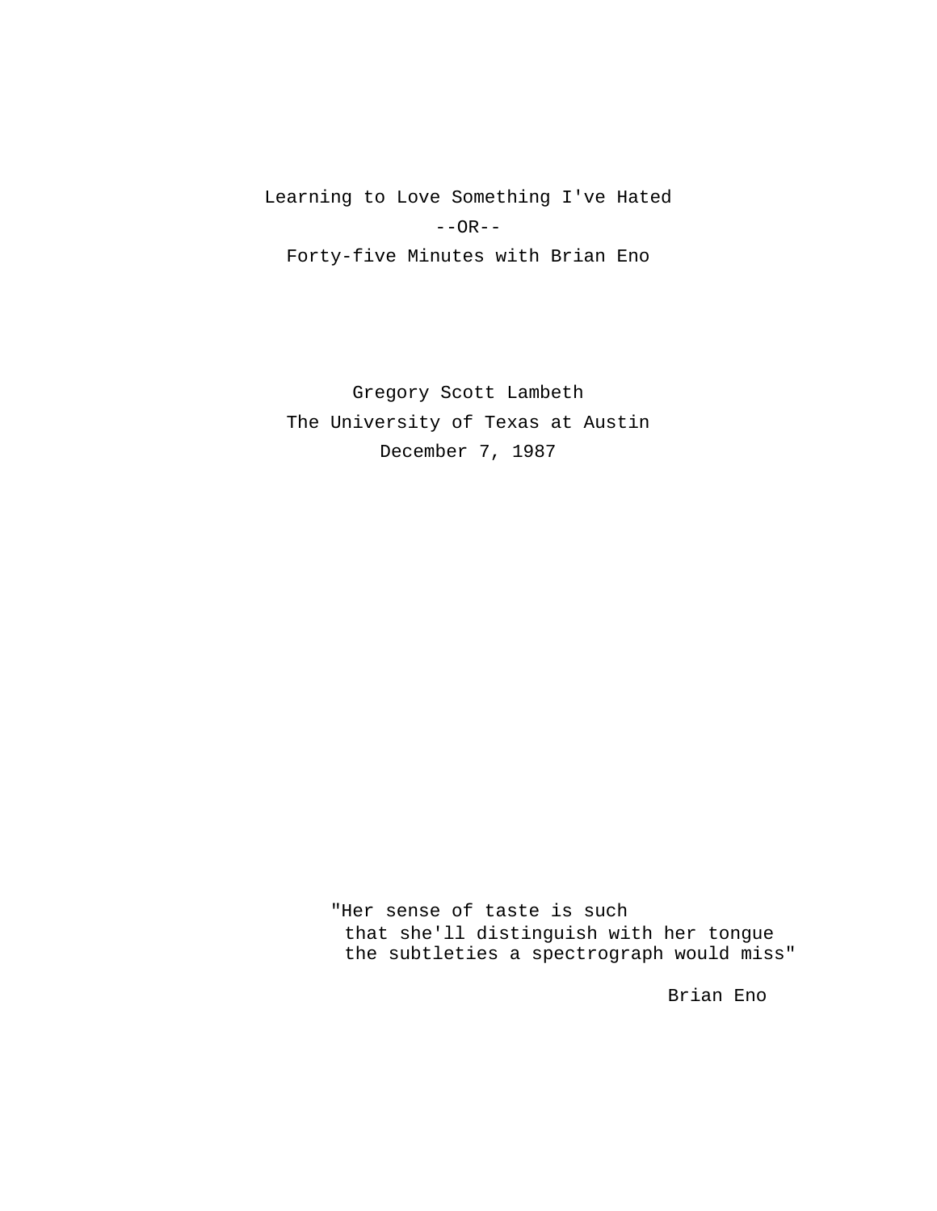# Learning to Love Something I've Hated

--OR--

# Forty-five Minutes with Brian Eno

Gregory Scott Lambeth

The University of Texas at Austin

December 7, 1987

> "Her sense of taste is such
> that she'll distinguish with her tongue
> the subtleties a spectrograph would miss"
>
> Brian Eno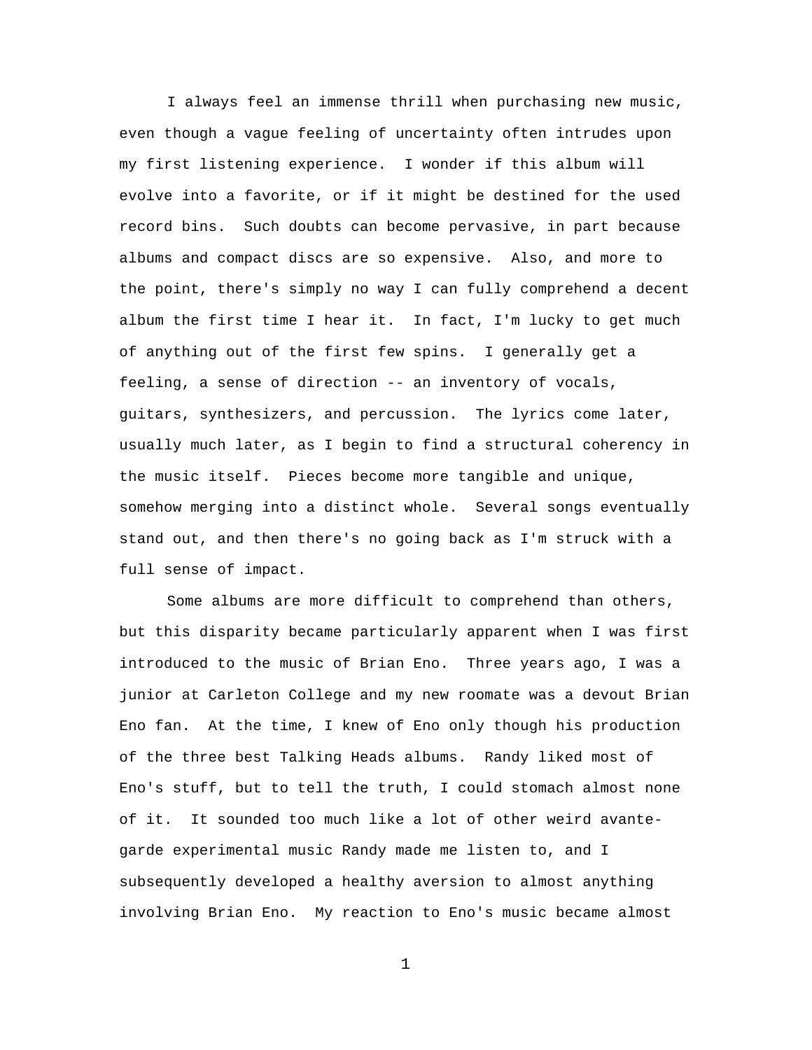I always feel an immense thrill when purchasing new music, even though a vague feeling of uncertainty often intrudes upon my first listening experience. I wonder if this album will evolve into a favorite, or if it might be destined for the used record bins. Such doubts can become pervasive, in part because albums and compact discs are so expensive. Also, and more to the point, there's simply no way I can fully comprehend a decent album the first time I hear it. In fact, I'm lucky to get much of anything out of the first few spins. I generally get a feeling, a sense of direction -- an inventory of vocals, guitars, synthesizers, and percussion. The lyrics come later, usually much later, as I begin to find a structural coherency in the music itself. Pieces become more tangible and unique, somehow merging into a distinct whole. Several songs eventually stand out, and then there's no going back as I'm struck with a full sense of impact.

Some albums are more difficult to comprehend than others, but this disparity became particularly apparent when I was first introduced to the music of Brian Eno. Three years ago, I was a junior at Carleton College and my new roomate was a devout Brian Eno fan. At the time, I knew of Eno only though his production of the three best Talking Heads albums. Randy liked most of Eno's stuff, but to tell the truth, I could stomach almost none of it. It sounded too much like a lot of other weird avante-garde experimental music Randy made me listen to, and I subsequently developed a healthy aversion to almost anything involving Brian Eno. My reaction to Eno's music became almost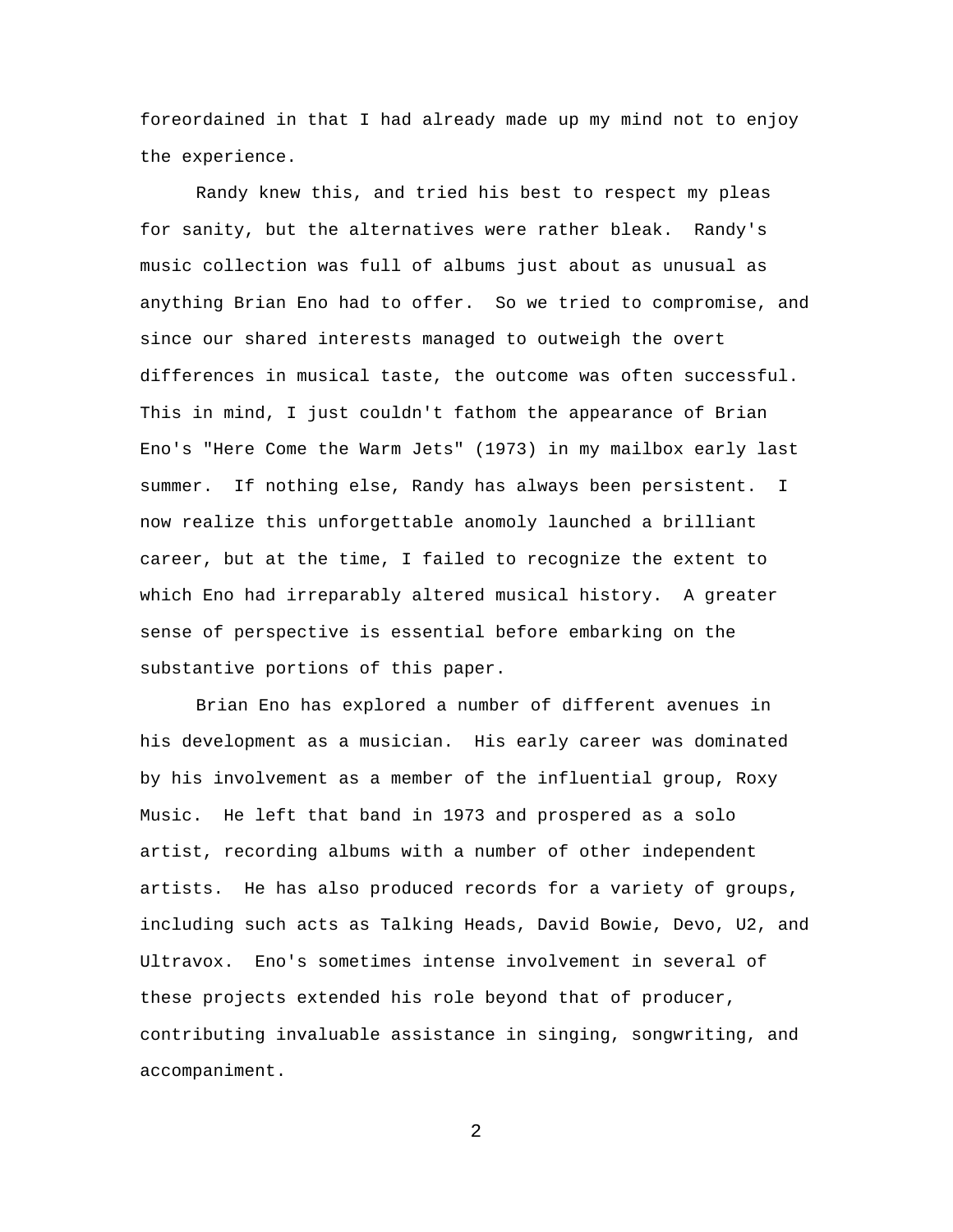foreordained in that I had already made up my mind not to enjoy the experience.

Randy knew this, and tried his best to respect my pleas for sanity, but the alternatives were rather bleak. Randy's music collection was full of albums just about as unusual as anything Brian Eno had to offer. So we tried to compromise, and since our shared interests managed to outweigh the overt differences in musical taste, the outcome was often successful. This in mind, I just couldn't fathom the appearance of Brian Eno's "Here Come the Warm Jets" (1973) in my mailbox early last summer. If nothing else, Randy has always been persistent. I now realize this unforgettable anomoly launched a brilliant career, but at the time, I failed to recognize the extent to which Eno had irreparably altered musical history. A greater sense of perspective is essential before embarking on the substantive portions of this paper.

Brian Eno has explored a number of different avenues in his development as a musician. His early career was dominated by his involvement as a member of the influential group, Roxy Music. He left that band in 1973 and prospered as a solo artist, recording albums with a number of other independent artists. He has also produced records for a variety of groups, including such acts as Talking Heads, David Bowie, Devo, U2, and Ultravox. Eno's sometimes intense involvement in several of these projects extended his role beyond that of producer, contributing invaluable assistance in singing, songwriting, and accompaniment.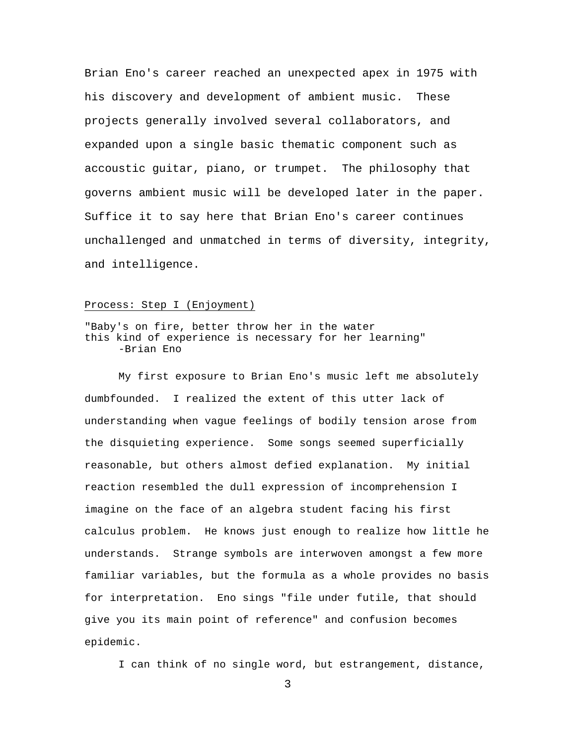Brian Eno's career reached an unexpected apex in 1975 with his discovery and development of ambient music.  These projects generally involved several collaborators, and expanded upon a single basic thematic component such as accoustic guitar, piano, or trumpet.  The philosophy that governs ambient music will be developed later in the paper. Suffice it to say here that Brian Eno's career continues unchallenged and unmatched in terms of diversity, integrity, and intelligence.

<u>Process: Step I (Enjoyment)</u>

"Baby's on fire, better throw her in the water
this kind of experience is necessary for her learning"
-Brian Eno

My first exposure to Brian Eno's music left me absolutely dumbfounded.  I realized the extent of this utter lack of understanding when vague feelings of bodily tension arose from the disquieting experience.  Some songs seemed superficially reasonable, but others almost defied explanation.  My initial reaction resembled the dull expression of incomprehension I imagine on the face of an algebra student facing his first calculus problem.  He knows just enough to realize how little he understands.  Strange symbols are interwoven amongst a few more familiar variables, but the formula as a whole provides no basis for interpretation.  Eno sings "file under futile, that should give you its main point of reference" and confusion becomes epidemic.

I can think of no single word, but estrangement, distance,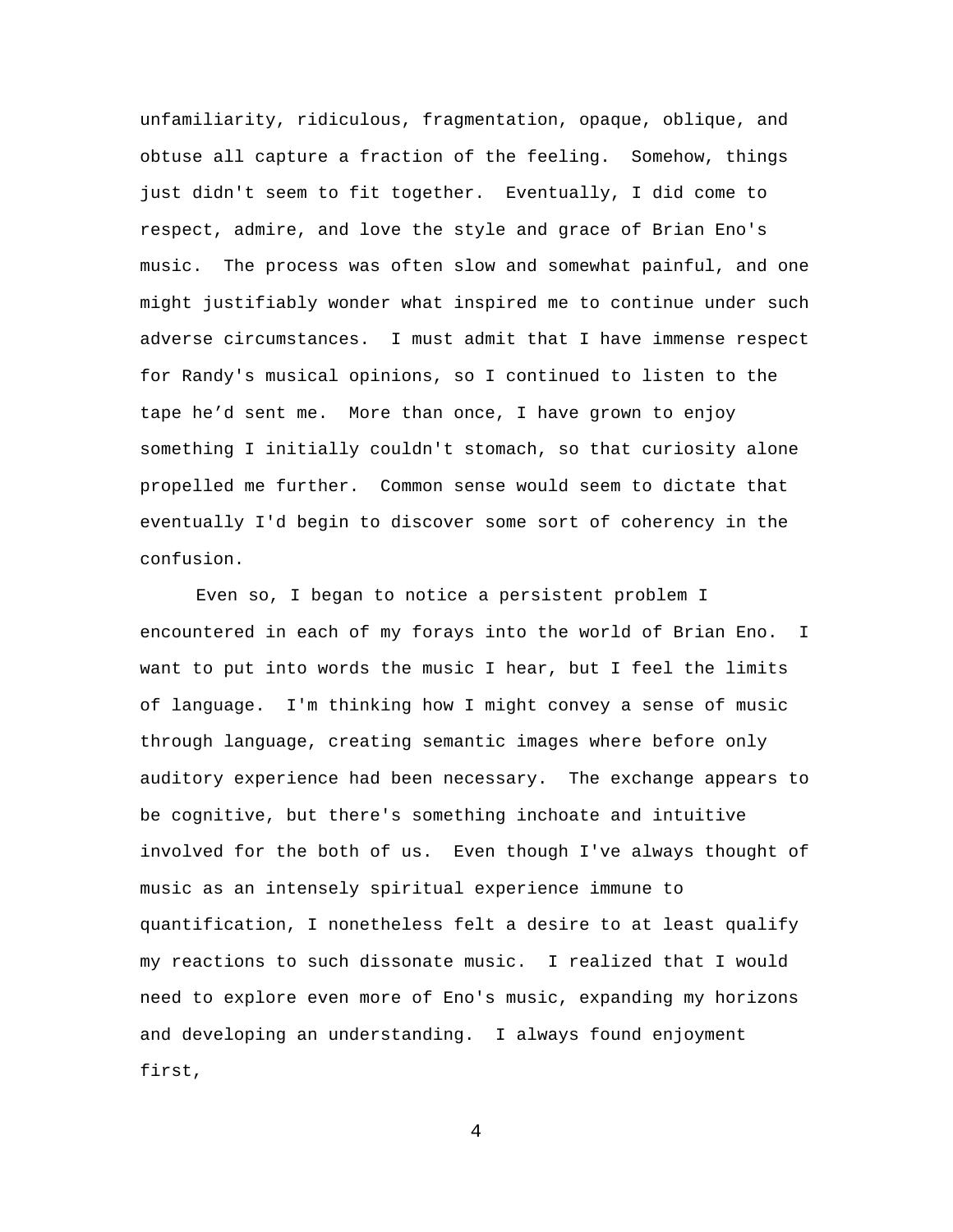unfamiliarity, ridiculous, fragmentation, opaque, oblique, and obtuse all capture a fraction of the feeling. Somehow, things just didn't seem to fit together. Eventually, I did come to respect, admire, and love the style and grace of Brian Eno's music. The process was often slow and somewhat painful, and one might justifiably wonder what inspired me to continue under such adverse circumstances. I must admit that I have immense respect for Randy's musical opinions, so I continued to listen to the tape he'd sent me. More than once, I have grown to enjoy something I initially couldn't stomach, so that curiosity alone propelled me further. Common sense would seem to dictate that eventually I'd begin to discover some sort of coherency in the confusion.

Even so, I began to notice a persistent problem I encountered in each of my forays into the world of Brian Eno. I want to put into words the music I hear, but I feel the limits of language. I'm thinking how I might convey a sense of music through language, creating semantic images where before only auditory experience had been necessary. The exchange appears to be cognitive, but there's something inchoate and intuitive involved for the both of us. Even though I've always thought of music as an intensely spiritual experience immune to quantification, I nonetheless felt a desire to at least qualify my reactions to such dissonate music. I realized that I would need to explore even more of Eno's music, expanding my horizons and developing an understanding. I always found enjoyment first,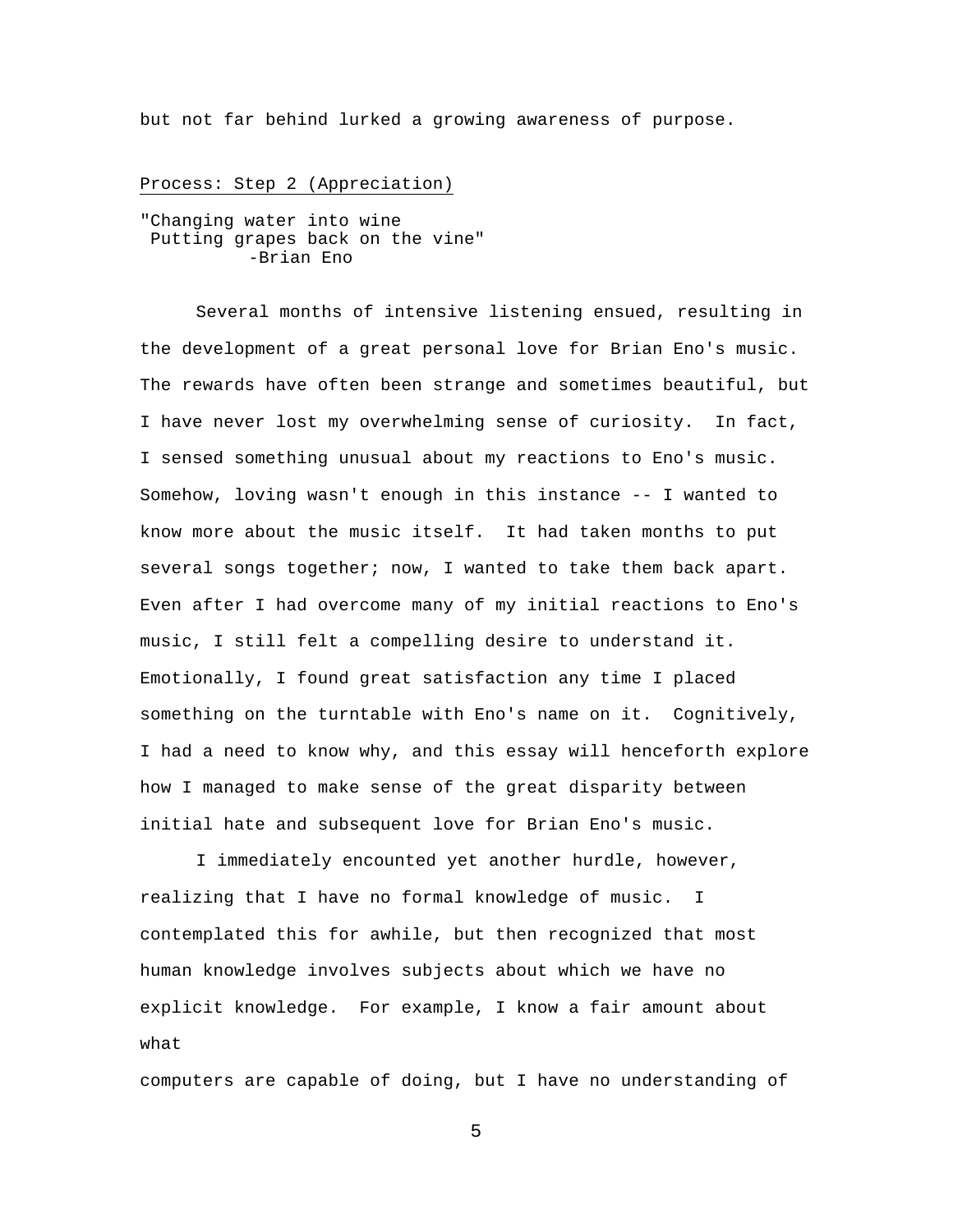but not far behind lurked a growing awareness of purpose.

<u>Process: Step 2 (Appreciation)</u>

"Changing water into wine
 Putting grapes back on the vine"
 -Brian Eno

Several months of intensive listening ensued, resulting in the development of a great personal love for Brian Eno's music. The rewards have often been strange and sometimes beautiful, but I have never lost my overwhelming sense of curiosity. In fact, I sensed something unusual about my reactions to Eno's music. Somehow, loving wasn't enough in this instance -- I wanted to know more about the music itself. It had taken months to put several songs together; now, I wanted to take them back apart. Even after I had overcome many of my initial reactions to Eno's music, I still felt a compelling desire to understand it. Emotionally, I found great satisfaction any time I placed something on the turntable with Eno's name on it. Cognitively, I had a need to know why, and this essay will henceforth explore how I managed to make sense of the great disparity between initial hate and subsequent love for Brian Eno's music.

I immediately encountered yet another hurdle, however, realizing that I have no formal knowledge of music. I contemplated this for awhile, but then recognized that most human knowledge involves subjects about which we have no explicit knowledge. For example, I know a fair amount about what computers are capable of doing, but I have no understanding of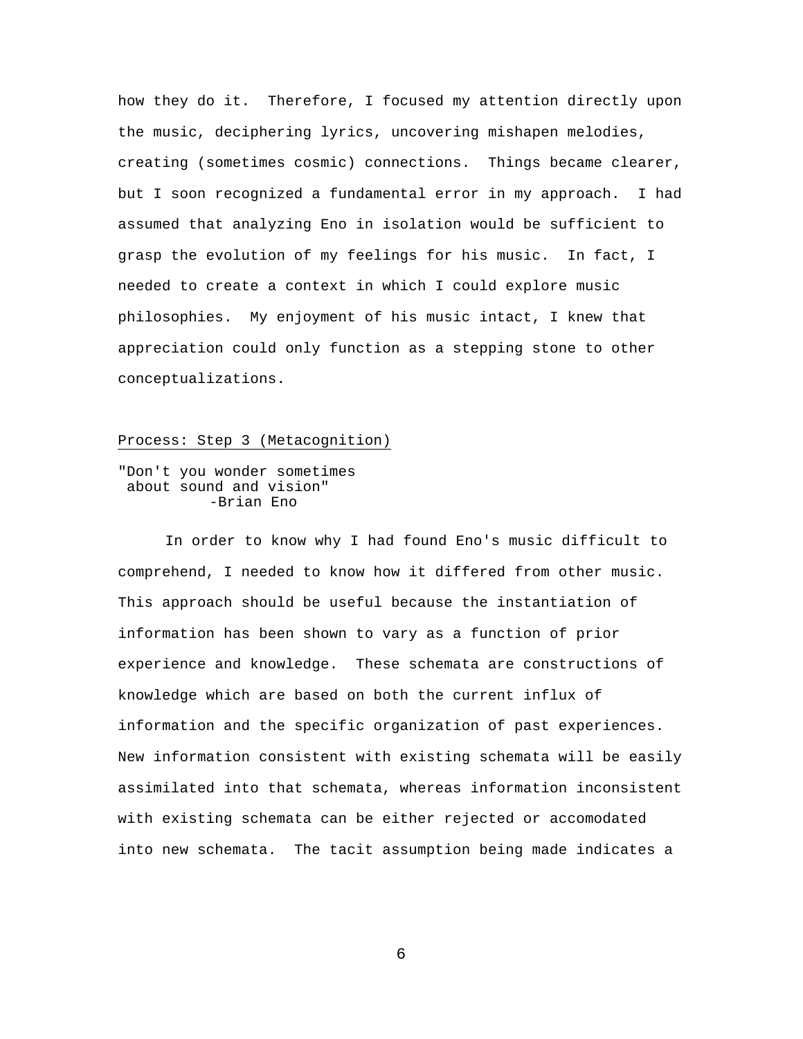how they do it.  Therefore, I focused my attention directly upon the music, deciphering lyrics, uncovering mishapen melodies, creating (sometimes cosmic) connections.  Things became clearer, but I soon recognized a fundamental error in my approach.  I had assumed that analyzing Eno in isolation would be sufficient to grasp the evolution of my feelings for his music.  In fact, I needed to create a context in which I could explore music philosophies.  My enjoyment of his music intact, I knew that appreciation could only function as a stepping stone to other conceptualizations.

## Process: Step 3 (Metacognition)

"Don't you wonder sometimes
 about sound and vision"
          -Brian Eno

In order to know why I had found Eno's music difficult to comprehend, I needed to know how it differed from other music. This approach should be useful because the instantiation of information has been shown to vary as a function of prior experience and knowledge.  These schemata are constructions of knowledge which are based on both the current influx of information and the specific organization of past experiences. New information consistent with existing schemata will be easily assimilated into that schemata, whereas information inconsistent with existing schemata can be either rejected or accomodated into new schemata.  The tacit assumption being made indicates a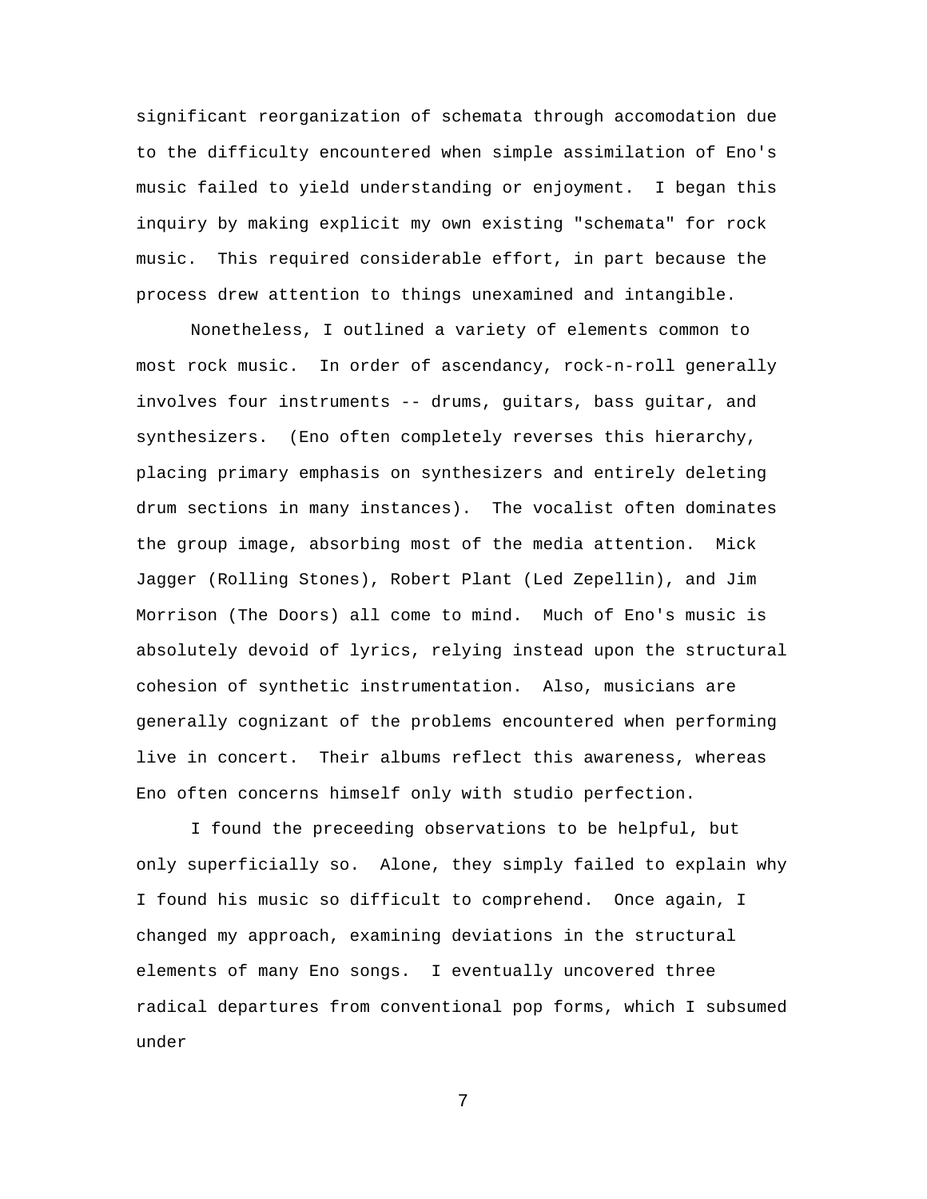significant reorganization of schemata through accomodation due to the difficulty encountered when simple assimilation of Eno's music failed to yield understanding or enjoyment. I began this inquiry by making explicit my own existing "schemata" for rock music. This required considerable effort, in part because the process drew attention to things unexamined and intangible.

Nonetheless, I outlined a variety of elements common to most rock music. In order of ascendancy, rock-n-roll generally involves four instruments -- drums, guitars, bass guitar, and synthesizers. (Eno often completely reverses this hierarchy, placing primary emphasis on synthesizers and entirely deleting drum sections in many instances). The vocalist often dominates the group image, absorbing most of the media attention. Mick Jagger (Rolling Stones), Robert Plant (Led Zepellin), and Jim Morrison (The Doors) all come to mind. Much of Eno's music is absolutely devoid of lyrics, relying instead upon the structural cohesion of synthetic instrumentation. Also, musicians are generally cognizant of the problems encountered when performing live in concert. Their albums reflect this awareness, whereas Eno often concerns himself only with studio perfection.

I found the preceeding observations to be helpful, but only superficially so. Alone, they simply failed to explain why I found his music so difficult to comprehend. Once again, I changed my approach, examining deviations in the structural elements of many Eno songs. I eventually uncovered three radical departures from conventional pop forms, which I subsumed under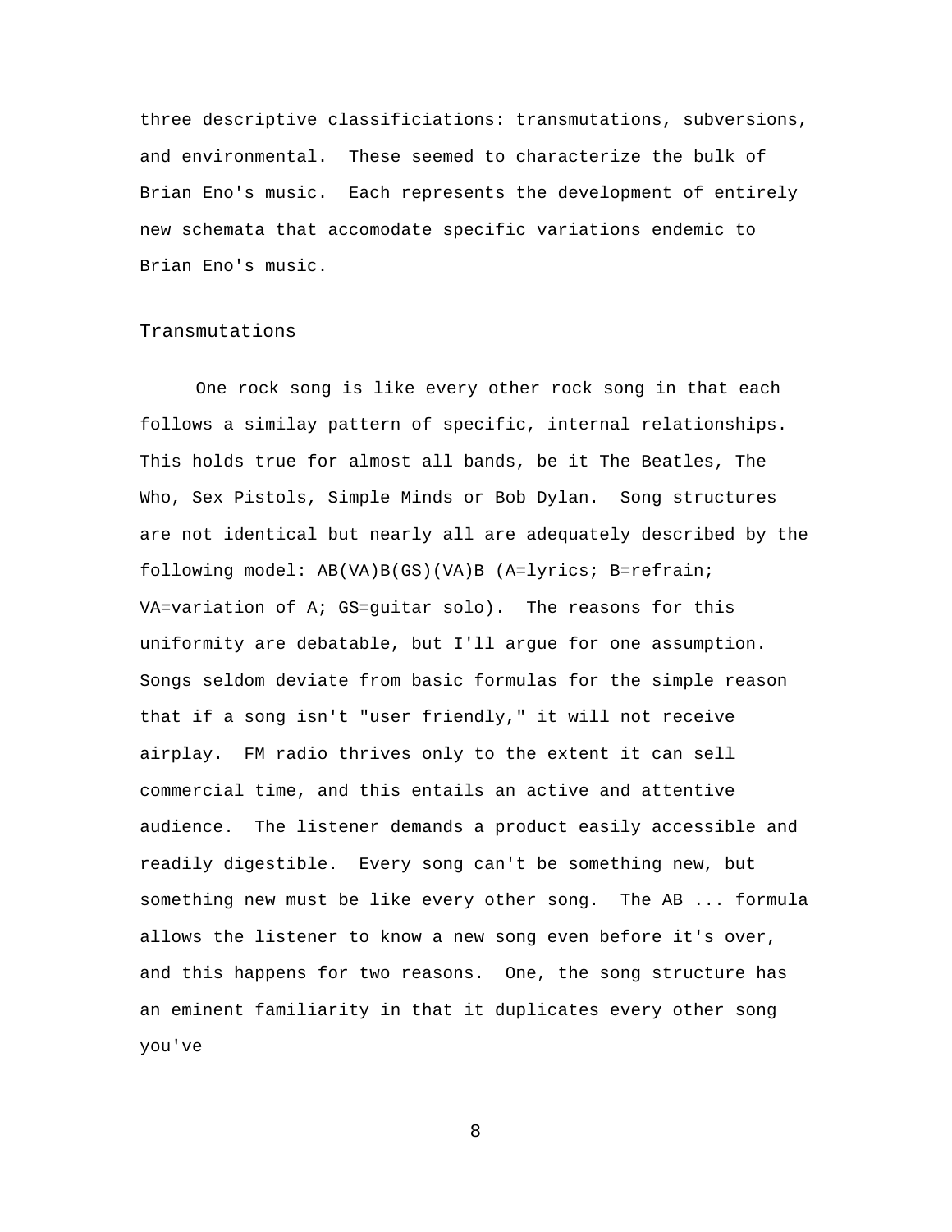three descriptive classificiations: transmutations, subversions, and environmental. These seemed to characterize the bulk of Brian Eno's music. Each represents the development of entirely new schemata that accomodate specific variations endemic to Brian Eno's music.

## Transmutations

One rock song is like every other rock song in that each follows a similay pattern of specific, internal relationships. This holds true for almost all bands, be it The Beatles, The Who, Sex Pistols, Simple Minds or Bob Dylan. Song structures are not identical but nearly all are adequately described by the following model: AB(VA)B(GS)(VA)B (A=lyrics; B=refrain; VA=variation of A; GS=guitar solo). The reasons for this uniformity are debatable, but I'll argue for one assumption. Songs seldom deviate from basic formulas for the simple reason that if a song isn't "user friendly," it will not receive airplay. FM radio thrives only to the extent it can sell commercial time, and this entails an active and attentive audience. The listener demands a product easily accessible and readily digestible. Every song can't be something new, but something new must be like every other song. The AB ... formula allows the listener to know a new song even before it's over, and this happens for two reasons. One, the song structure has an eminent familiarity in that it duplicates every other song you've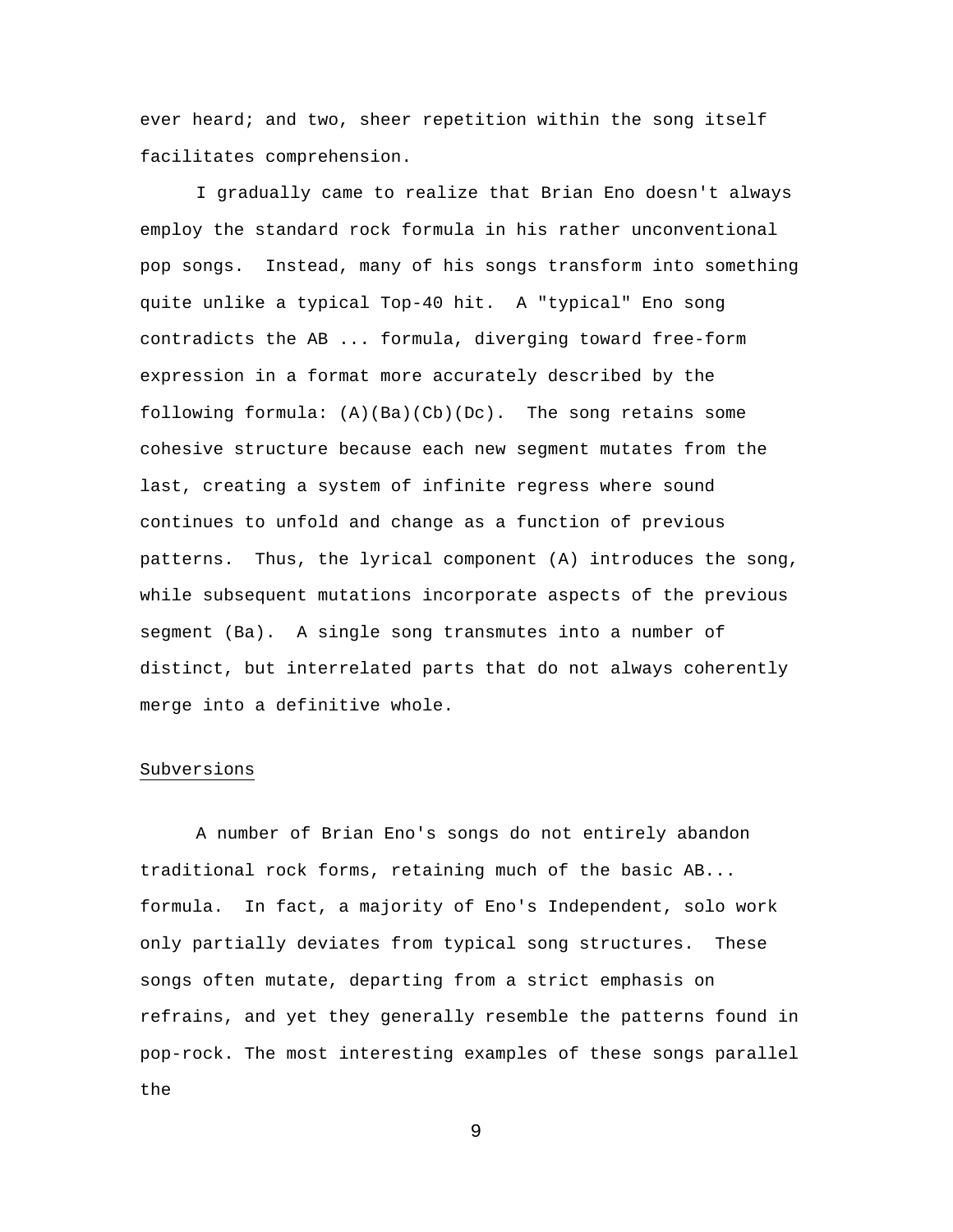ever heard; and two, sheer repetition within the song itself facilitates comprehension.

I gradually came to realize that Brian Eno doesn't always employ the standard rock formula in his rather unconventional pop songs. Instead, many of his songs transform into something quite unlike a typical Top-40 hit. A "typical" Eno song contradicts the AB ... formula, diverging toward free-form expression in a format more accurately described by the following formula: (A)(Ba)(Cb)(Dc). The song retains some cohesive structure because each new segment mutates from the last, creating a system of infinite regress where sound continues to unfold and change as a function of previous patterns. Thus, the lyrical component (A) introduces the song, while subsequent mutations incorporate aspects of the previous segment (Ba). A single song transmutes into a number of distinct, but interrelated parts that do not always coherently merge into a definitive whole.

Subversions

A number of Brian Eno's songs do not entirely abandon traditional rock forms, retaining much of the basic AB... formula. In fact, a majority of Eno's Independent, solo work only partially deviates from typical song structures. These songs often mutate, departing from a strict emphasis on refrains, and yet they generally resemble the patterns found in pop-rock. The most interesting examples of these songs parallel the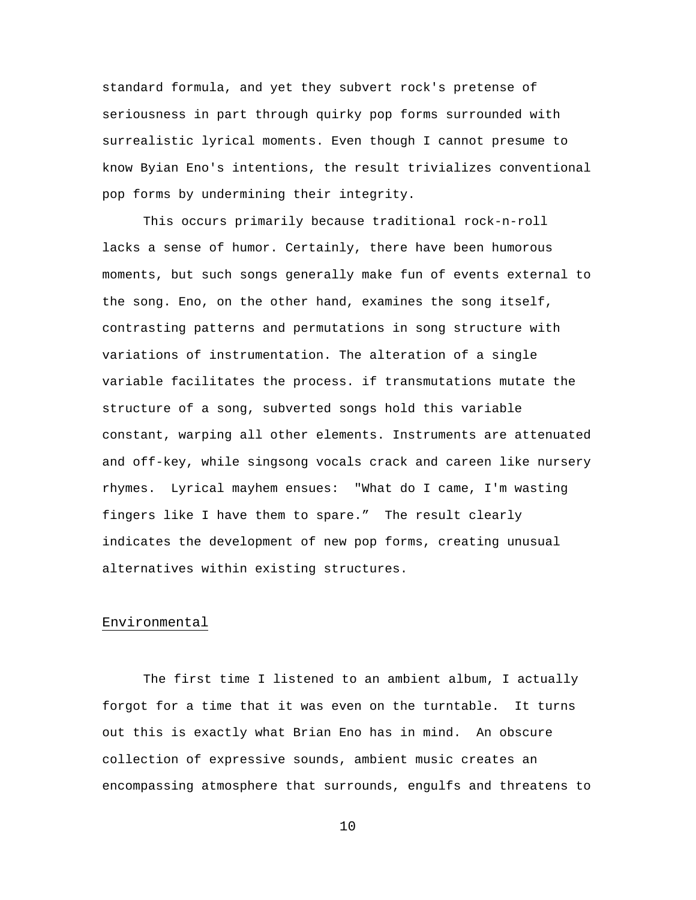standard formula, and yet they subvert rock's pretense of seriousness in part through quirky pop forms surrounded with surrealistic lyrical moments. Even though I cannot presume to know Byian Eno's intentions, the result trivializes conventional pop forms by undermining their integrity.

This occurs primarily because traditional rock-n-roll lacks a sense of humor. Certainly, there have been humorous moments, but such songs generally make fun of events external to the song. Eno, on the other hand, examines the song itself, contrasting patterns and permutations in song structure with variations of instrumentation. The alteration of a single variable facilitates the process. if transmutations mutate the structure of a song, subverted songs hold this variable constant, warping all other elements. Instruments are attenuated and off-key, while singsong vocals crack and careen like nursery rhymes. Lyrical mayhem ensues: "What do I came, I'm wasting fingers like I have them to spare." The result clearly indicates the development of new pop forms, creating unusual alternatives within existing structures.

## Environmental

The first time I listened to an ambient album, I actually forgot for a time that it was even on the turntable. It turns out this is exactly what Brian Eno has in mind. An obscure collection of expressive sounds, ambient music creates an encompassing atmosphere that surrounds, engulfs and threatens to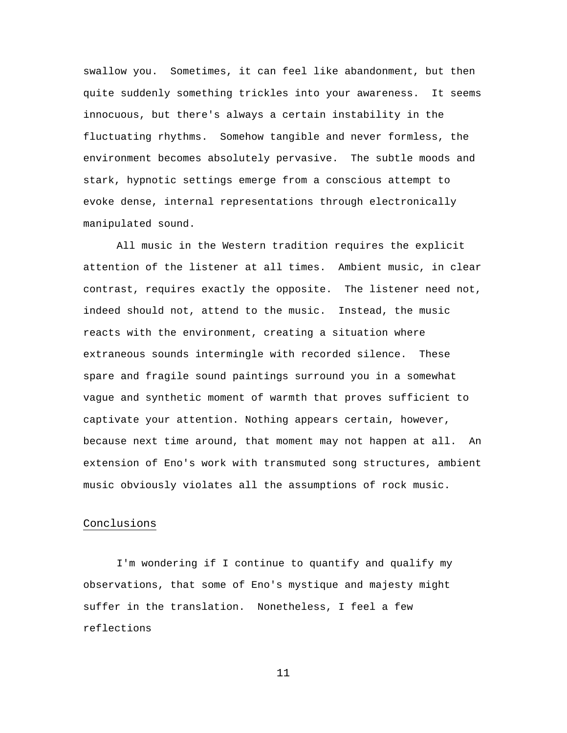swallow you.  Sometimes, it can feel like abandonment, but then quite suddenly something trickles into your awareness.  It seems innocuous, but there's always a certain instability in the fluctuating rhythms.  Somehow tangible and never formless, the environment becomes absolutely pervasive.  The subtle moods and stark, hypnotic settings emerge from a conscious attempt to evoke dense, internal representations through electronically manipulated sound.

All music in the Western tradition requires the explicit attention of the listener at all times.  Ambient music, in clear contrast, requires exactly the opposite.  The listener need not, indeed should not, attend to the music.  Instead, the music reacts with the environment, creating a situation where extraneous sounds intermingle with recorded silence.  These spare and fragile sound paintings surround you in a somewhat vague and synthetic moment of warmth that proves sufficient to captivate your attention. Nothing appears certain, however, because next time around, that moment may not happen at all.  An extension of Eno's work with transmuted song structures, ambient music obviously violates all the assumptions of rock music.

## Conclusions

I'm wondering if I continue to quantify and qualify my observations, that some of Eno's mystique and majesty might suffer in the translation.  Nonetheless, I feel a few reflections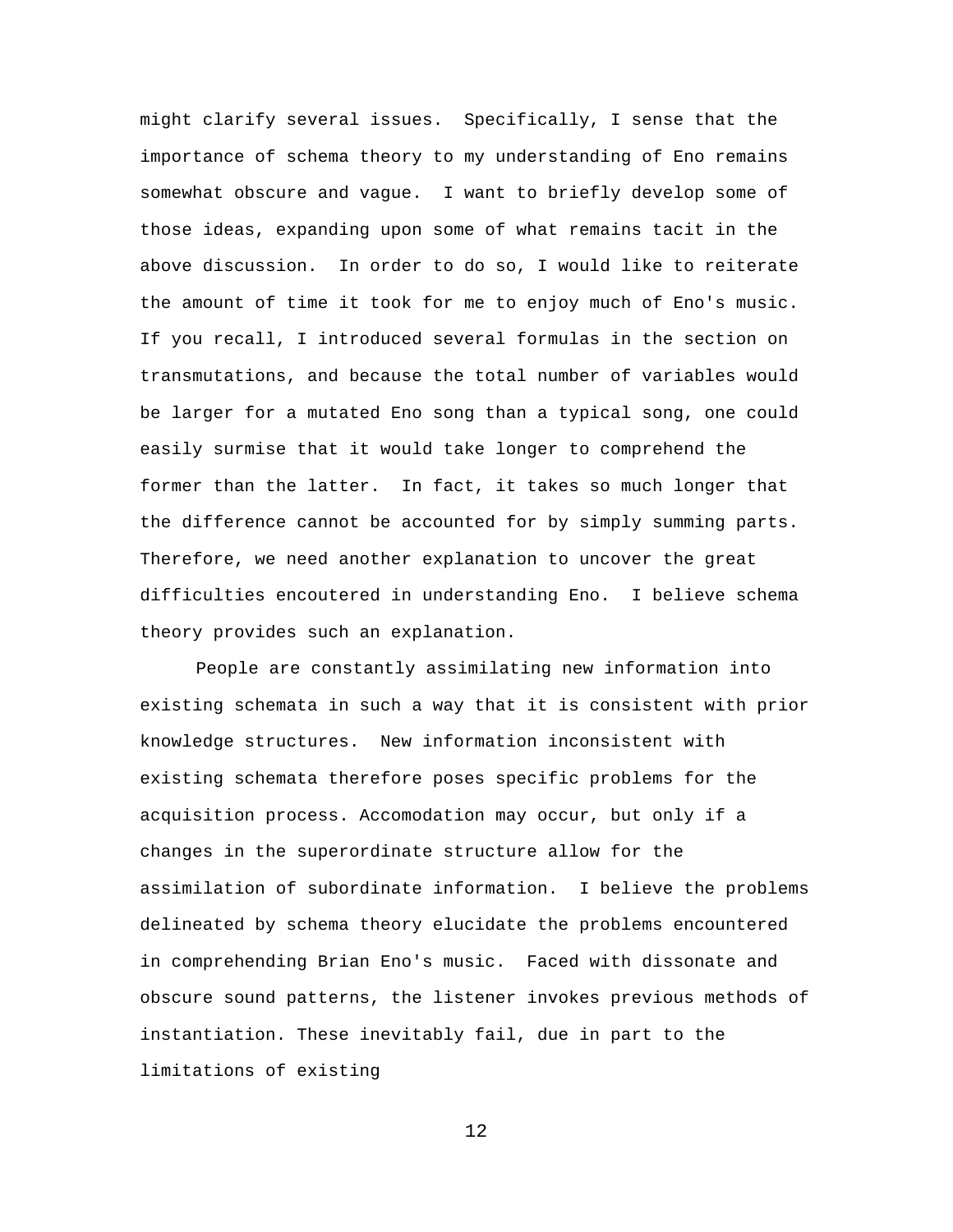might clarify several issues. Specifically, I sense that the importance of schema theory to my understanding of Eno remains somewhat obscure and vague. I want to briefly develop some of those ideas, expanding upon some of what remains tacit in the above discussion. In order to do so, I would like to reiterate the amount of time it took for me to enjoy much of Eno's music. If you recall, I introduced several formulas in the section on transmutations, and because the total number of variables would be larger for a mutated Eno song than a typical song, one could easily surmise that it would take longer to comprehend the former than the latter. In fact, it takes so much longer that the difference cannot be accounted for by simply summing parts. Therefore, we need another explanation to uncover the great difficulties encoutered in understanding Eno. I believe schema theory provides such an explanation.

People are constantly assimilating new information into existing schemata in such a way that it is consistent with prior knowledge structures. New information inconsistent with existing schemata therefore poses specific problems for the acquisition process. Accomodation may occur, but only if a changes in the superordinate structure allow for the assimilation of subordinate information. I believe the problems delineated by schema theory elucidate the problems encountered in comprehending Brian Eno's music. Faced with dissonate and obscure sound patterns, the listener invokes previous methods of instantiation. These inevitably fail, due in part to the limitations of existing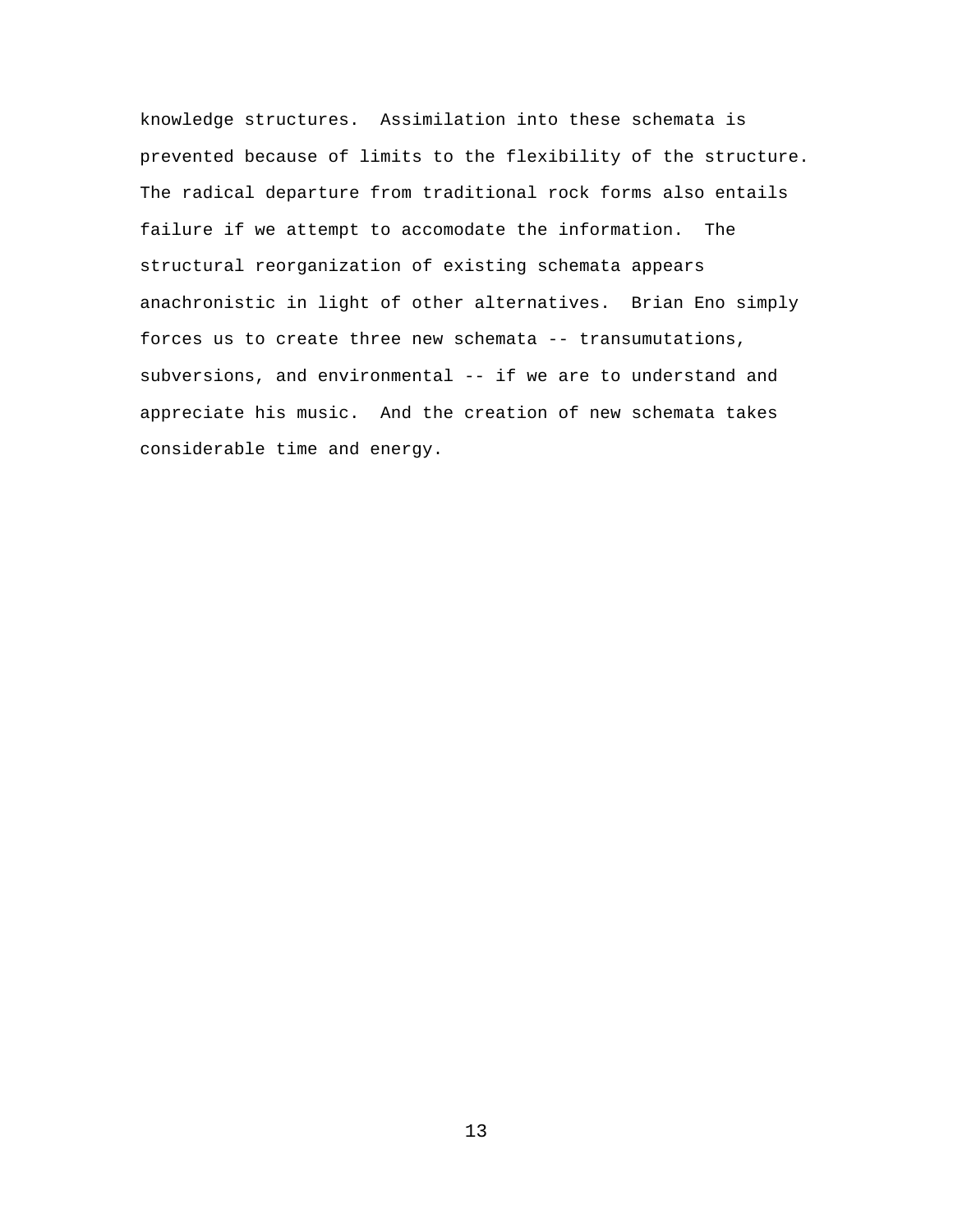knowledge structures. Assimilation into these schemata is prevented because of limits to the flexibility of the structure. The radical departure from traditional rock forms also entails failure if we attempt to accomodate the information. The structural reorganization of existing schemata appears anachronistic in light of other alternatives. Brian Eno simply forces us to create three new schemata -- transumutations, subversions, and environmental -- if we are to understand and appreciate his music. And the creation of new schemata takes considerable time and energy.